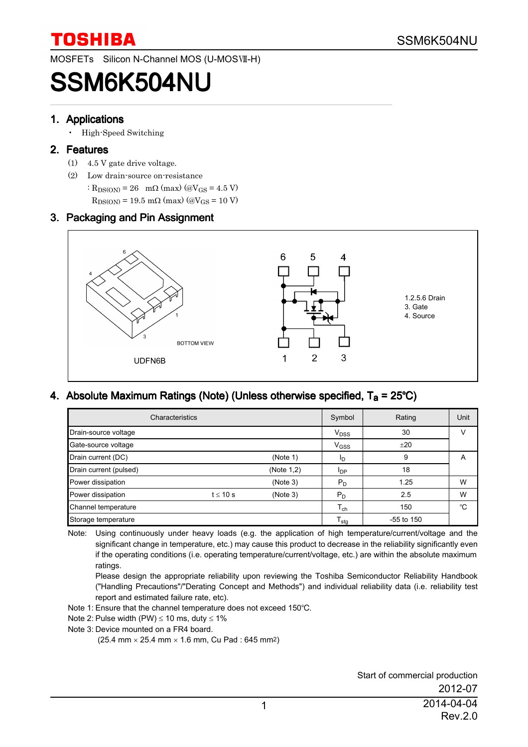MOSFETs Silicon N-Channel MOS (U-MOSⅦ-H)

# SSM6K504NU

## 1. Applications

- High-Speed Switching

## 2. Features

(1) 4.5 V gate drive voltage.

(2) Low drain-source on-resistance

: $R_{DS(ON)}$ = 26 mΩ (max) (@$V_{GS}$ = 4.5 V)

$R_{DS(ON)}$ = 19.5 mΩ (max) (@$V_{GS}$ = 10 V)

## 3. Packaging and Pin Assignment

BOTTOM VIEW

UDFN6B

1.2.5.6 Drain
3. Gate
4. Source

## 4. Absolute Maximum Ratings (Note) (Unless otherwise specified, $T_a$ = 25°C)

| Characteristics | | | Symbol | Rating | Unit |
|---|---|---|---|---|---|
| Drain-source voltage | | | $V_{DSS}$ | 30 | V |
| Gate-source voltage | | | $V_{GSS}$ | ±20 | |
| Drain current (DC) | | (Note 1) | $I_D$ | 9 | A |
| Drain current (pulsed) | | (Note 1,2) | $I_{DP}$ | 18 | |
| Power dissipation | | (Note 3) | $P_D$ | 1.25 | W |
| Power dissipation | t ≤ 10 s | (Note 3) | $P_D$ | 2.5 | W |
| Channel temperature | | | $T_{ch}$ | 150 | °C |
| Storage temperature | | | $T_{stg}$ | -55 to 150 | |

Note: Using continuously under heavy loads (e.g. the application of high temperature/current/voltage and the significant change in temperature, etc.) may cause this product to decrease in the reliability significantly even if the operating conditions (i.e. operating temperature/current/voltage, etc.) are within the absolute maximum ratings.
Please design the appropriate reliability upon reviewing the Toshiba Semiconductor Reliability Handbook ("Handling Precautions"/"Derating Concept and Methods") and individual reliability data (i.e. reliability test report and estimated failure rate, etc).

Note 1: Ensure that the channel temperature does not exceed 150°C.

Note 2: Pulse width (PW) ≤ 10 ms, duty ≤ 1%

Note 3: Device mounted on a FR4 board.
(25.4 mm × 25.4 mm × 1.6 mm, Cu Pad : 645 mm$^2$)

Start of commercial production
2012-07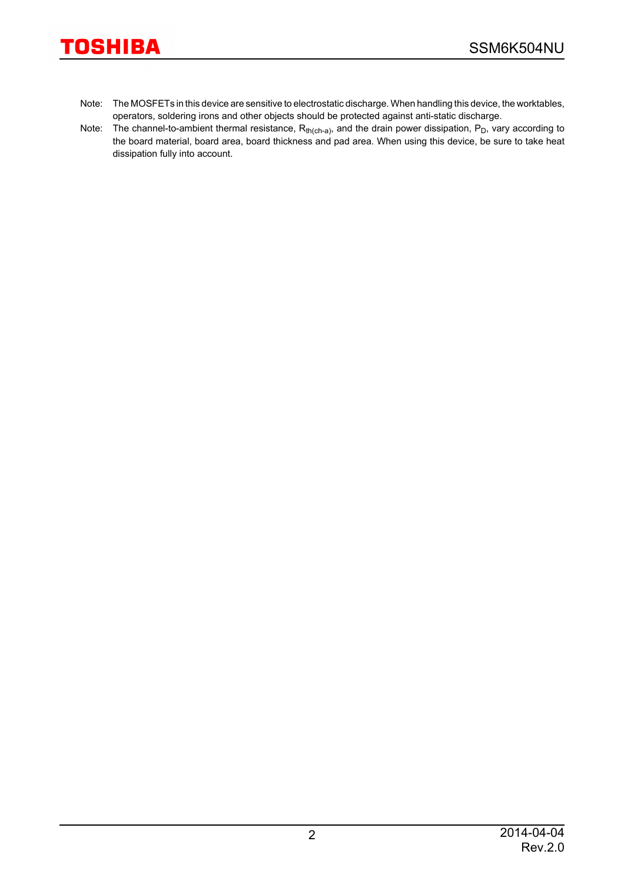Note: The MOSFETs in this device are sensitive to electrostatic discharge. When handling this device, the worktables, operators, soldering irons and other objects should be protected against anti-static discharge.

Note: The channel-to-ambient thermal resistance, $R_{th(ch\text{-}a)}$, and the drain power dissipation, $P_D$, vary according to the board material, board area, board thickness and pad area. When using this device, be sure to take heat dissipation fully into account.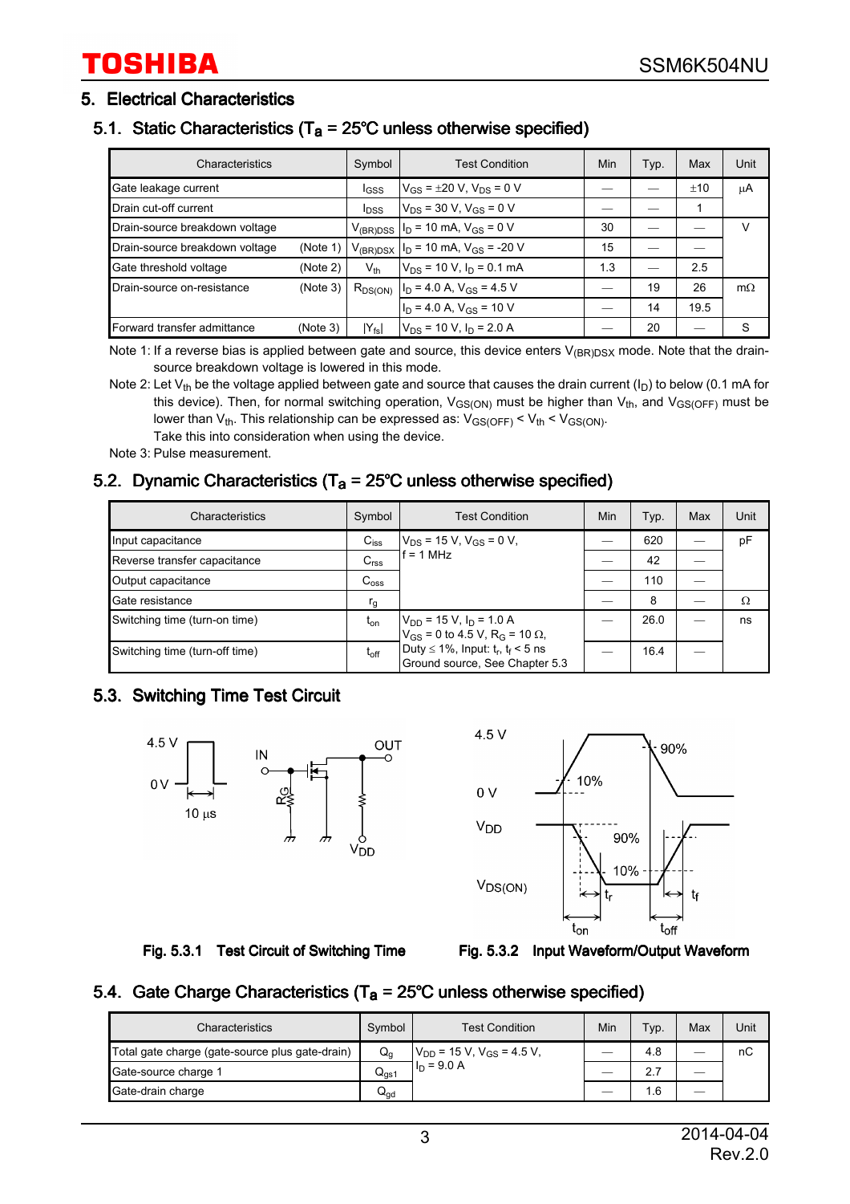## 5. Electrical Characteristics

### 5.1. Static Characteristics ($T_a$ = 25°C unless otherwise specified)

| Characteristics | | Symbol | Test Condition | Min | Typ. | Max | Unit |
|---|---|---|---|---|---|---|---|
| Gate leakage current | | $I_{GSS}$ | $V_{GS}$ = ±20 V, $V_{DS}$ = 0 V | — | — | ±10 | μA |
| Drain cut-off current | | $I_{DSS}$ | $V_{DS}$ = 30 V, $V_{GS}$ = 0 V | — | — | 1 | |
| Drain-source breakdown voltage | | $V_{(BR)DSS}$ | $I_D$ = 10 mA, $V_{GS}$ = 0 V | 30 | — | — | V |
| Drain-source breakdown voltage | (Note 1) | $V_{(BR)DSX}$ | $I_D$ = 10 mA, $V_{GS}$ = -20 V | 15 | — | — | |
| Gate threshold voltage | (Note 2) | $V_{th}$ | $V_{DS}$ = 10 V, $I_D$ = 0.1 mA | 1.3 | — | 2.5 | |
| Drain-source on-resistance | (Note 3) | $R_{DS(ON)}$ | $I_D$ = 4.0 A, $V_{GS}$ = 4.5 V | — | 19 | 26 | mΩ |
| | | | $I_D$ = 4.0 A, $V_{GS}$ = 10 V | — | 14 | 19.5 | |
| Forward transfer admittance | (Note 3) | $\|Y_{fs}\|$ | $V_{DS}$ = 10 V, $I_D$ = 2.0 A | — | 20 | — | S |

Note 1: If a reverse bias is applied between gate and source, this device enters $V_{(BR)DSX}$ mode. Note that the drain-source breakdown voltage is lowered in this mode.

Note 2: Let $V_{th}$ be the voltage applied between gate and source that causes the drain current ($I_D$) to below (0.1 mA for this device). Then, for normal switching operation, $V_{GS(ON)}$ must be higher than $V_{th}$, and $V_{GS(OFF)}$ must be lower than $V_{th}$. This relationship can be expressed as: $V_{GS(OFF)} < V_{th} < V_{GS(ON)}$.
Take this into consideration when using the device.

Note 3: Pulse measurement.

### 5.2. Dynamic Characteristics ($T_a$ = 25°C unless otherwise specified)

| Characteristics | Symbol | Test Condition | Min | Typ. | Max | Unit |
|---|---|---|---|---|---|---|
| Input capacitance | $C_{iss}$ | $V_{DS}$ = 15 V, $V_{GS}$ = 0 V, f = 1 MHz | — | 620 | — | pF |
| Reverse transfer capacitance | $C_{rss}$ | | — | 42 | — | |
| Output capacitance | $C_{oss}$ | | — | 110 | — | |
| Gate resistance | $r_g$ | | — | 8 | — | Ω |
| Switching time (turn-on time) | $t_{on}$ | $V_{DD}$ = 15 V, $I_D$ = 1.0 A, $V_{GS}$ = 0 to 4.5 V, $R_G$ = 10 Ω, Duty ≤ 1%, Input: $t_r$, $t_f$ < 5 ns, Ground source, See Chapter 5.3 | — | 26.0 | — | ns |
| Switching time (turn-off time) | $t_{off}$ | | — | 16.4 | — | |

### 5.3. Switching Time Test Circuit

Fig. 5.3.1 Test Circuit of Switching Time

Fig. 5.3.2 Input Waveform/Output Waveform

### 5.4. Gate Charge Characteristics ($T_a$ = 25°C unless otherwise specified)

| Characteristics | Symbol | Test Condition | Min | Typ. | Max | Unit |
|---|---|---|---|---|---|---|
| Total gate charge (gate-source plus gate-drain) | $Q_g$ | $V_{DD}$ = 15 V, $V_{GS}$ = 4.5 V, $I_D$ = 9.0 A | — | 4.8 | — | nC |
| Gate-source charge 1 | $Q_{gs1}$ | | — | 2.7 | — | |
| Gate-drain charge | $Q_{gd}$ | | — | 1.6 | — | |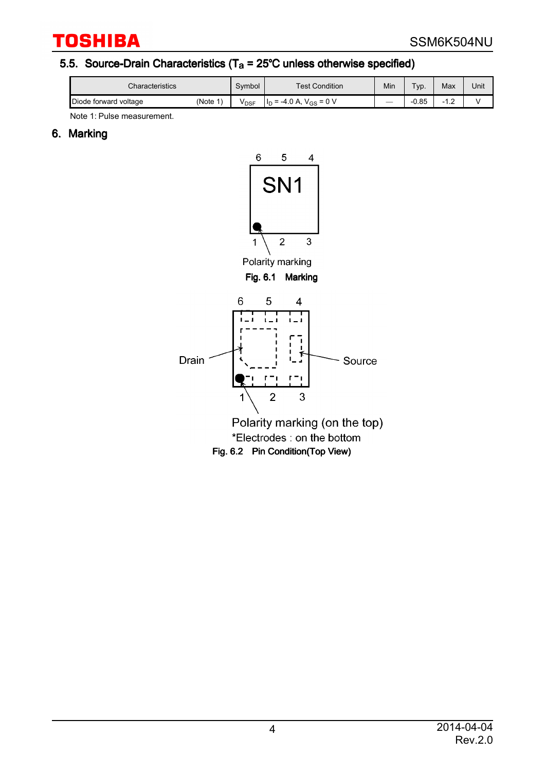## 5.5. Source-Drain Characteristics ($T_a$ = 25°C unless otherwise specified)

| Characteristics | | Symbol | Test Condition | Min | Typ. | Max | Unit |
|---|---|---|---|---|---|---|---|
| Diode forward voltage | (Note 1) | $V_{DSF}$ | $I_D$ = -4.0 A, $V_{GS}$ = 0 V | — | -0.85 | -1.2 | V |

Note 1: Pulse measurement.

## 6. Marking

6 5 4

SN1

1 2 3

Polarity marking

**Fig. 6.1 Marking**

6 5 4

Drain

Source

1 2 3

Polarity marking (on the top)

*Electrodes : on the bottom

**Fig. 6.2 Pin Condition(Top View)**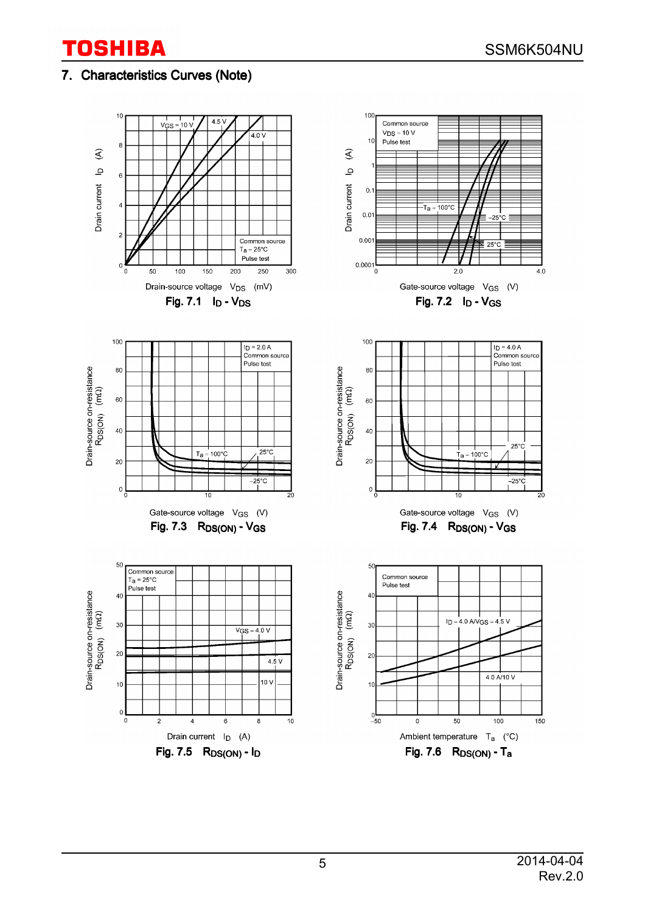## 7. Characteristics Curves (Note)

Fig. 7.1 $I_D$ - $V_{DS}$

Fig. 7.2 $I_D$ - $V_{GS}$

Fig. 7.3 $R_{DS(ON)}$ - $V_{GS}$

Fig. 7.4 $R_{DS(ON)}$ - $V_{GS}$

Fig. 7.5 $R_{DS(ON)}$ - $I_D$

Fig. 7.6 $R_{DS(ON)}$ - $T_a$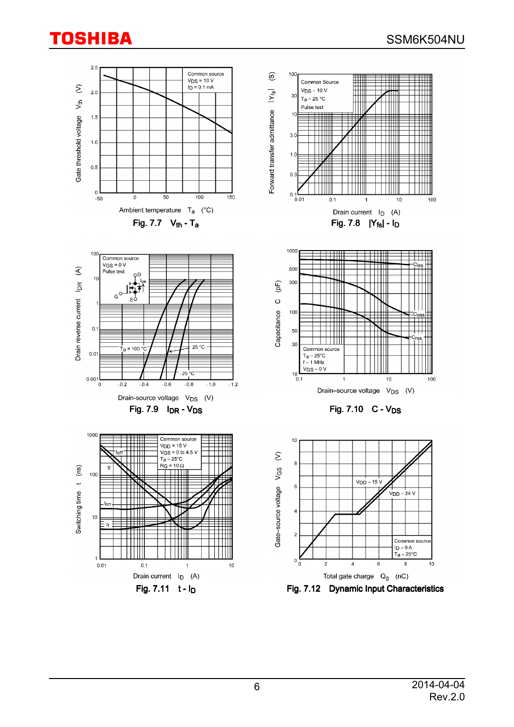Fig. 7.7 $V_{th}$ - $T_a$

Fig. 7.8 $|Y_{fs}|$ - $I_D$

Fig. 7.9 $I_{DR}$ - $V_{DS}$

Fig. 7.10 C - $V_{DS}$

Fig. 7.11 t - $I_D$

Fig. 7.12 Dynamic Input Characteristics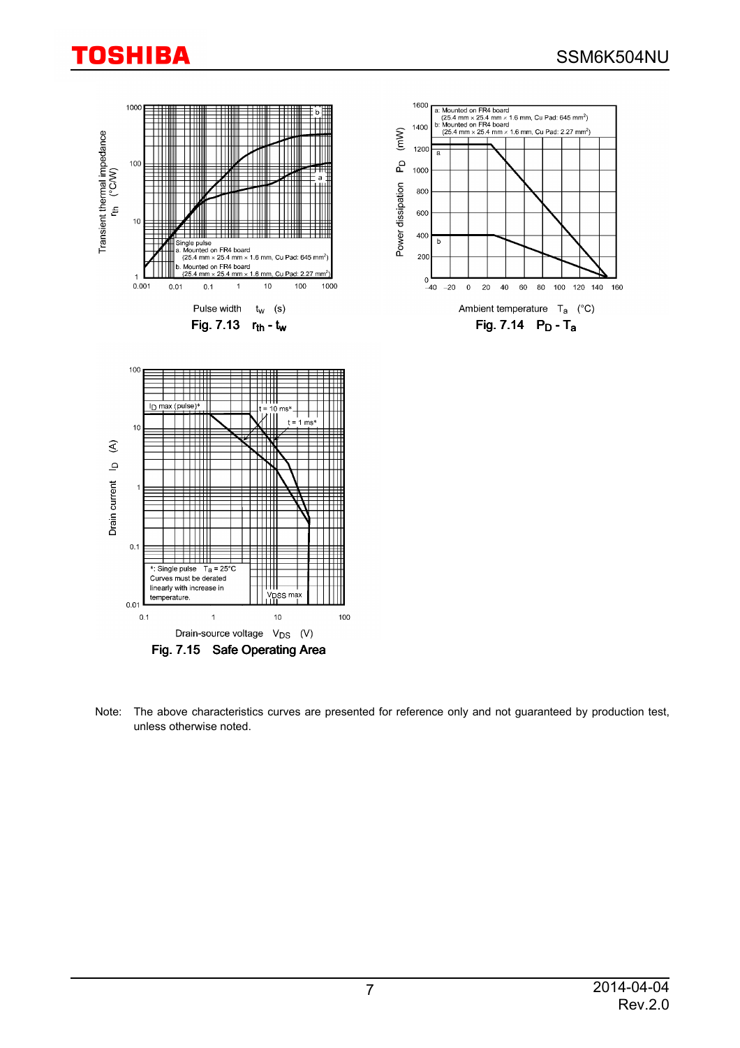Transient thermal impedance $r_{th}$ (°C/W)

Single pulse
a. Mounted on FR4 board (25.4 mm × 25.4 mm × 1.6 mm, Cu Pad: 645 mm²)
b. Mounted on FR4 board (25.4 mm × 25.4 mm × 1.6 mm, Cu Pad: 2.27 mm²)

Pulse width $t_w$ (s)

**Fig. 7.13 $r_{th}$ - $t_w$**

Power dissipation $P_D$ (mW)

a: Mounted on FR4 board (25.4 mm × 25.4 mm × 1.6 mm, Cu Pad: 645 mm²)
b: Mounted on FR4 board (25.4 mm × 25.4 mm × 1.6 mm, Cu Pad: 2.27 mm²)

Ambient temperature $T_a$ (°C)

**Fig. 7.14 $P_D$ - $T_a$**

Drain current $I_D$ (A)

$I_D$ max (pulse)*

t = 10 ms*

t = 1 ms*

*: Single pulse $T_a$ = 25°C
Curves must be derated linearly with increase in temperature.

$V_{DSS}$ max

Drain-source voltage $V_{DS}$ (V)

**Fig. 7.15 Safe Operating Area**

Note: The above characteristics curves are presented for reference only and not guaranteed by production test, unless otherwise noted.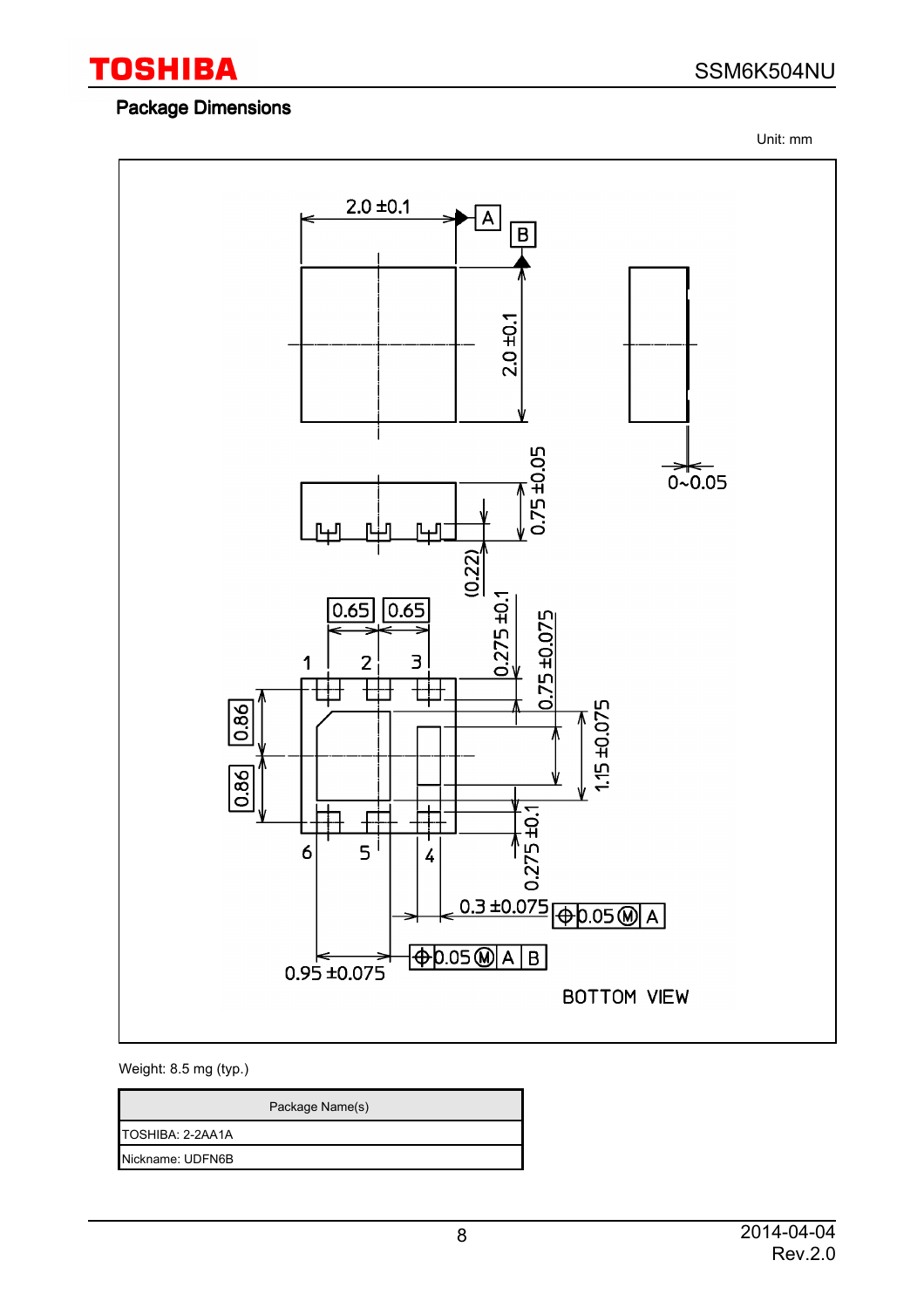## Package Dimensions

Unit: mm

2.0 ±0.1

A

B

2.0 ±0.1

0~0.05

0.75 ±0.05

(0.22)

0.65 0.65

1 2 3

0.275 ±0.1

0.75 ±0.075

0.86

0.86

1.15 ±0.075

6 5 4

0.275 ±0.1

0.3 ±0.075 ⌖ 0.05 Ⓜ A

0.95 ±0.075 ⌖ 0.05 Ⓜ A B

BOTTOM VIEW

Weight: 8.5 mg (typ.)

| Package Name(s) |
| --- |
| TOSHIBA: 2-2AA1A |
| Nickname: UDFN6B |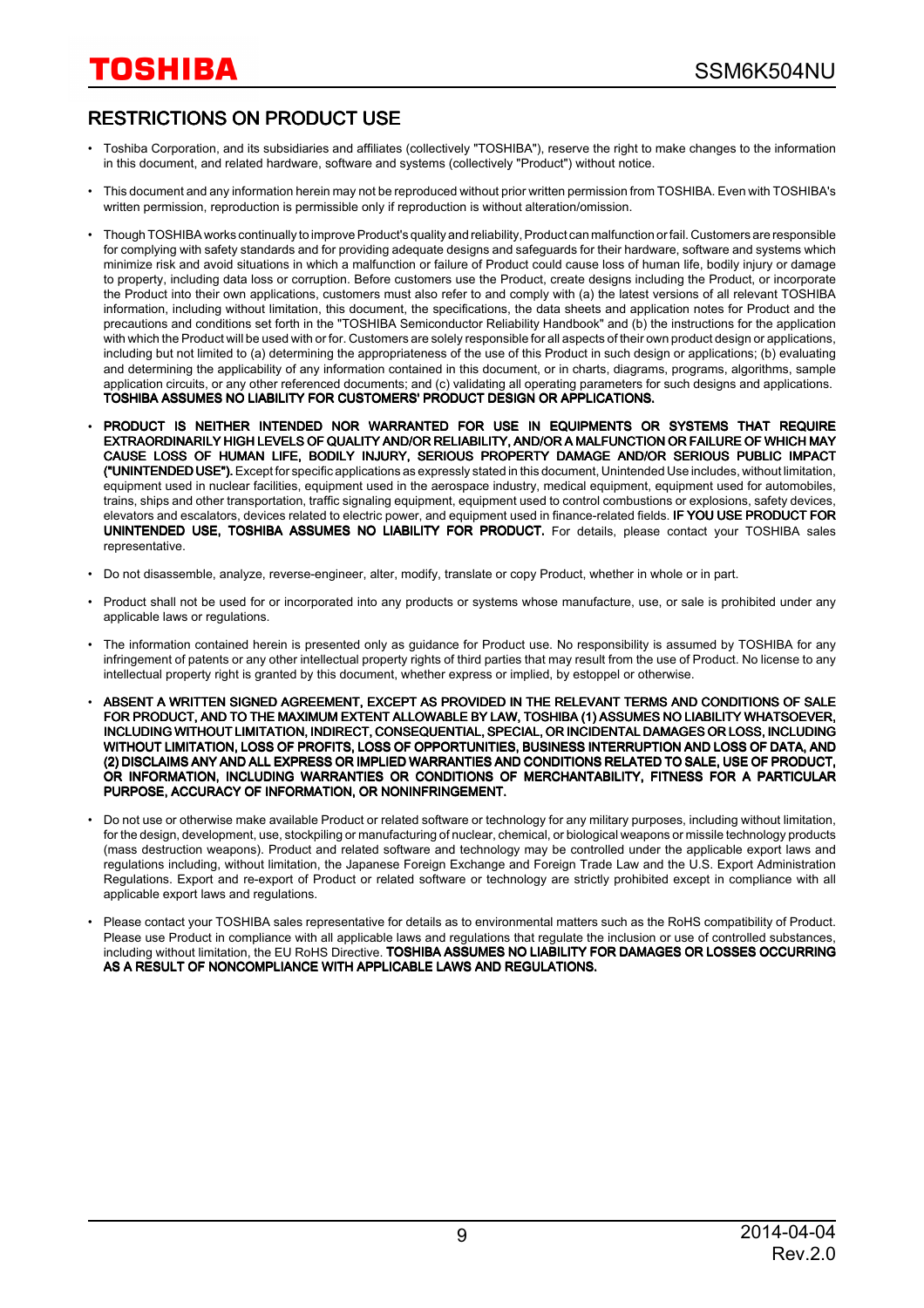## RESTRICTIONS ON PRODUCT USE

- Toshiba Corporation, and its subsidiaries and affiliates (collectively "TOSHIBA"), reserve the right to make changes to the information in this document, and related hardware, software and systems (collectively "Product") without notice.
- This document and any information herein may not be reproduced without prior written permission from TOSHIBA. Even with TOSHIBA's written permission, reproduction is permissible only if reproduction is without alteration/omission.
- Though TOSHIBA works continually to improve Product's quality and reliability, Product can malfunction or fail. Customers are responsible for complying with safety standards and for providing adequate designs and safeguards for their hardware, software and systems which minimize risk and avoid situations in which a malfunction or failure of Product could cause loss of human life, bodily injury or damage to property, including data loss or corruption. Before customers use the Product, create designs including the Product, or incorporate the Product into their own applications, customers must also refer to and comply with (a) the latest versions of all relevant TOSHIBA information, including without limitation, this document, the specifications, the data sheets and application notes for Product and the precautions and conditions set forth in the "TOSHIBA Semiconductor Reliability Handbook" and (b) the instructions for the application with which the Product will be used with or for. Customers are solely responsible for all aspects of their own product design or applications, including but not limited to (a) determining the appropriateness of the use of this Product in such design or applications; (b) evaluating and determining the applicability of any information contained in this document, or in charts, diagrams, programs, algorithms, sample application circuits, or any other referenced documents; and (c) validating all operating parameters for such designs and applications. **TOSHIBA ASSUMES NO LIABILITY FOR CUSTOMERS' PRODUCT DESIGN OR APPLICATIONS.**
- **PRODUCT IS NEITHER INTENDED NOR WARRANTED FOR USE IN EQUIPMENTS OR SYSTEMS THAT REQUIRE EXTRAORDINARILY HIGH LEVELS OF QUALITY AND/OR RELIABILITY, AND/OR A MALFUNCTION OR FAILURE OF WHICH MAY CAUSE LOSS OF HUMAN LIFE, BODILY INJURY, SERIOUS PROPERTY DAMAGE AND/OR SERIOUS PUBLIC IMPACT ("UNINTENDED USE").** Except for specific applications as expressly stated in this document, Unintended Use includes, without limitation, equipment used in nuclear facilities, equipment used in the aerospace industry, medical equipment, equipment used for automobiles, trains, ships and other transportation, traffic signaling equipment, equipment used to control combustions or explosions, safety devices, elevators and escalators, devices related to electric power, and equipment used in finance-related fields. **IF YOU USE PRODUCT FOR UNINTENDED USE, TOSHIBA ASSUMES NO LIABILITY FOR PRODUCT.** For details, please contact your TOSHIBA sales representative.
- Do not disassemble, analyze, reverse-engineer, alter, modify, translate or copy Product, whether in whole or in part.
- Product shall not be used for or incorporated into any products or systems whose manufacture, use, or sale is prohibited under any applicable laws or regulations.
- The information contained herein is presented only as guidance for Product use. No responsibility is assumed by TOSHIBA for any infringement of patents or any other intellectual property rights of third parties that may result from the use of Product. No license to any intellectual property right is granted by this document, whether express or implied, by estoppel or otherwise.
- **ABSENT A WRITTEN SIGNED AGREEMENT, EXCEPT AS PROVIDED IN THE RELEVANT TERMS AND CONDITIONS OF SALE FOR PRODUCT, AND TO THE MAXIMUM EXTENT ALLOWABLE BY LAW, TOSHIBA (1) ASSUMES NO LIABILITY WHATSOEVER, INCLUDING WITHOUT LIMITATION, INDIRECT, CONSEQUENTIAL, SPECIAL, OR INCIDENTAL DAMAGES OR LOSS, INCLUDING WITHOUT LIMITATION, LOSS OF PROFITS, LOSS OF OPPORTUNITIES, BUSINESS INTERRUPTION AND LOSS OF DATA, AND (2) DISCLAIMS ANY AND ALL EXPRESS OR IMPLIED WARRANTIES AND CONDITIONS RELATED TO SALE, USE OF PRODUCT, OR INFORMATION, INCLUDING WARRANTIES OR CONDITIONS OF MERCHANTABILITY, FITNESS FOR A PARTICULAR PURPOSE, ACCURACY OF INFORMATION, OR NONINFRINGEMENT.**
- Do not use or otherwise make available Product or related software or technology for any military purposes, including without limitation, for the design, development, use, stockpiling or manufacturing of nuclear, chemical, or biological weapons or missile technology products (mass destruction weapons). Product and related software and technology may be controlled under the applicable export laws and regulations including, without limitation, the Japanese Foreign Exchange and Foreign Trade Law and the U.S. Export Administration Regulations. Export and re-export of Product or related software or technology are strictly prohibited except in compliance with all applicable export laws and regulations.
- Please contact your TOSHIBA sales representative for details as to environmental matters such as the RoHS compatibility of Product. Please use Product in compliance with all applicable laws and regulations that regulate the inclusion or use of controlled substances, including without limitation, the EU RoHS Directive. **TOSHIBA ASSUMES NO LIABILITY FOR DAMAGES OR LOSSES OCCURRING AS A RESULT OF NONCOMPLIANCE WITH APPLICABLE LAWS AND REGULATIONS.**